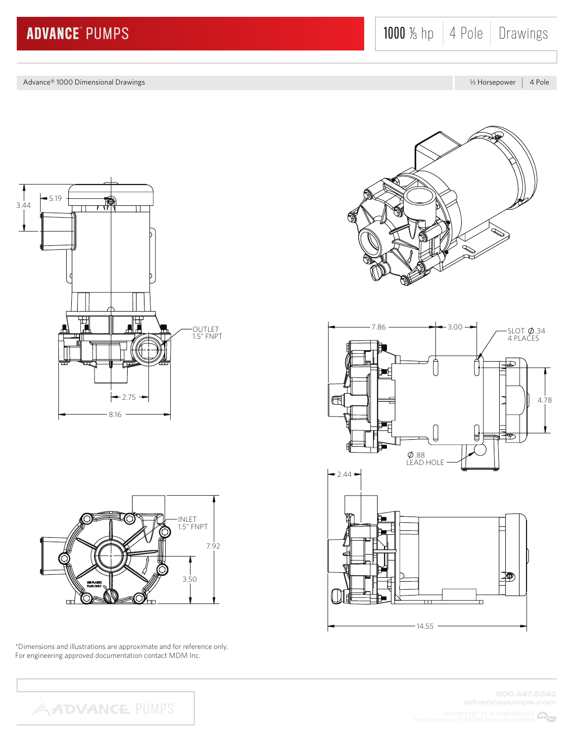# ADVANCE® PUMPS

1000 ⅓ hp | 4 Pole | Drawings

Advance® 1000 Dimensional Drawings — ⅓ Horsepower | 4 Pole

3.44

5.19

OUTLET
1.5" FNPT

2.75

8.16

7.86

3.00

SLOT Ø.34
4 PLACES

4.78

Ø.88
LEAD HOLE

2.44

INLET
1.5" FNPT

7.92

3.50

USE PLASTIC PLUG ONLY

14.55

*Dimensions and illustrations are approximate and for reference only.
For engineering approved documentation contact MDM Inc.

800.447.8342
advancepumps.com

Advance® is a registered trademark of MDM Incorporated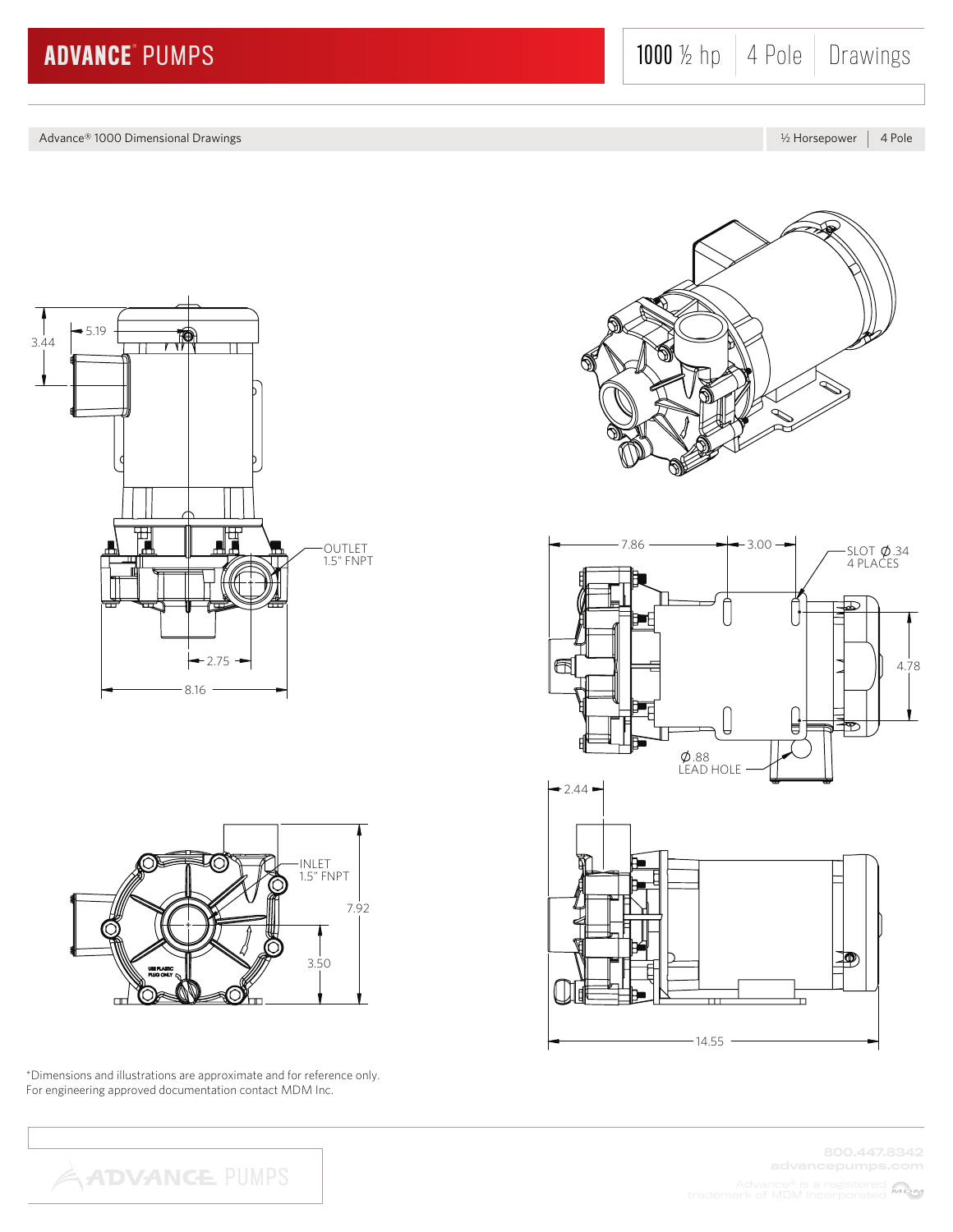# ADVANCE® PUMPS

1000 ½ hp | 4 Pole | Drawings

Advance® 1000 Dimensional Drawings | ½ Horsepower | 4 Pole

3.44

5.19

OUTLET
1.5" FNPT

2.75

8.16

7.86

3.00

SLOT Ø .34
4 PLACES

4.78

Ø .88
LEAD HOLE

2.44

INLET
1.5" FNPT

7.92

3.50

USE PLASTIC PLUG ONLY

14.55

*Dimensions and illustrations are approximate and for reference only.
For engineering approved documentation contact MDM Inc.

800.447.8342
advancepumps.com

Advance® is a registered trademark of MDM Incorporated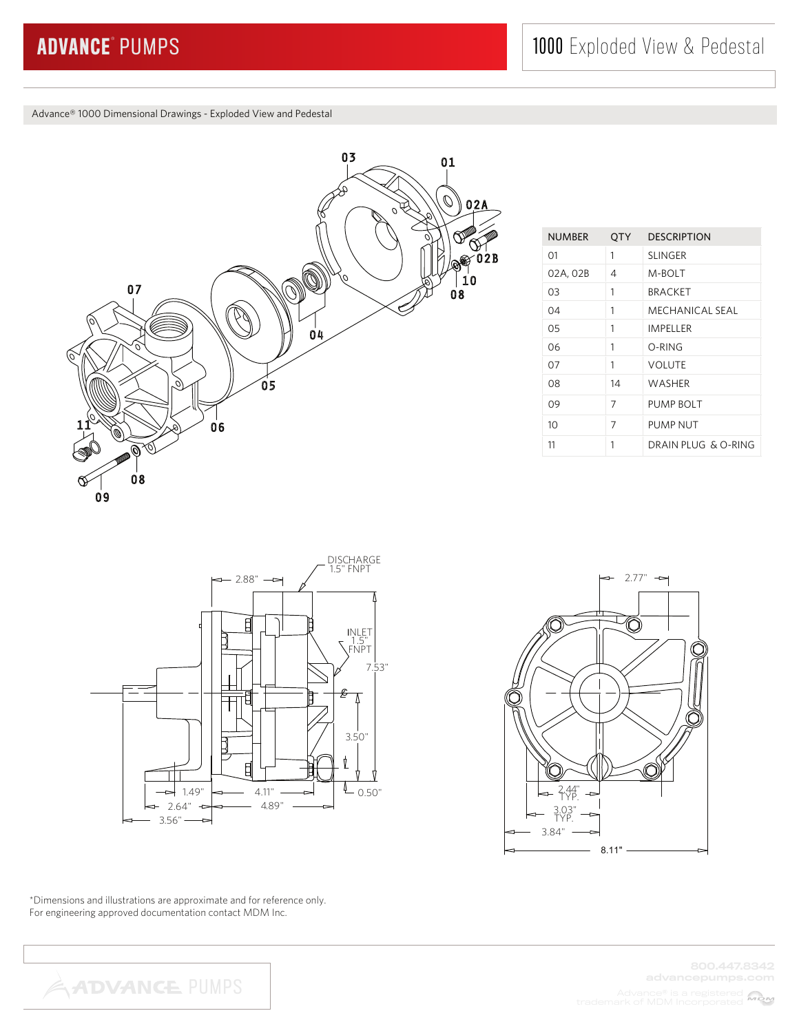# ADVANCE® PUMPS

## 1000 Exploded View & Pedestal

Advance® 1000 Dimensional Drawings - Exploded View and Pedestal

| NUMBER | QTY | DESCRIPTION |
| --- | --- | --- |
| 01 | 1 | SLINGER |
| 02A, 02B | 4 | M-BOLT |
| 03 | 1 | BRACKET |
| 04 | 1 | MECHANICAL SEAL |
| 05 | 1 | IMPELLER |
| 06 | 1 | O-RING |
| 07 | 1 | VOLUTE |
| 08 | 14 | WASHER |
| 09 | 7 | PUMP BOLT |
| 10 | 7 | PUMP NUT |
| 11 | 1 | DRAIN PLUG & O-RING |

DISCHARGE 1.5" FNPT

INLET 1.5" FNPT

2.88"
7.53"
3.50"
0.50"
1.49"
2.64"
3.56"
4.11"
4.89"

2.77"
2.44" TYP.
3.03" TYP.
3.84"
8.11"

*Dimensions and illustrations are approximate and for reference only.
For engineering approved documentation contact MDM Inc.

800.447.8342
advancepumps.com
Advance® is a registered trademark of MDM Incorporated